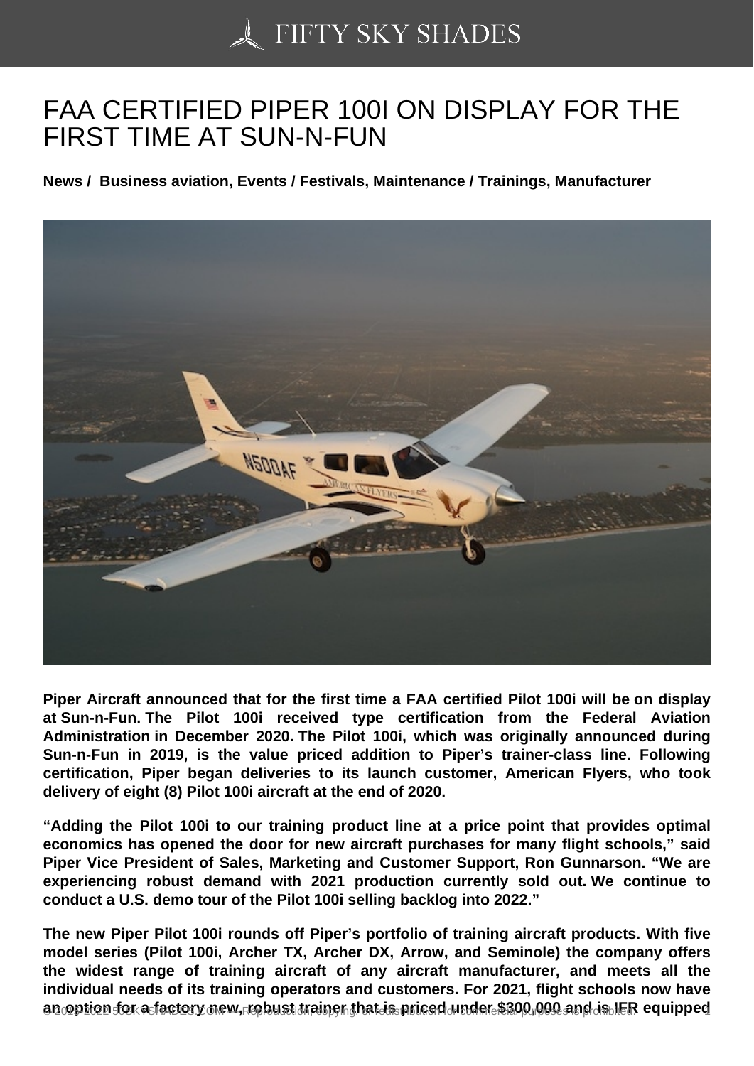# FAA CERTIFIED PIPER 100I ON DISPLAY FOR THE FIRST TIME AT SUN-N-FUN

**News / Business aviation, Events / Festivals, Maintenance / Trainings, Manufacturer**

**Piper Aircraft announced that for the first time a FAA certified Pilot 100i will be on display at Sun-n-Fun. The Pilot 100i received type certification from the Federal Aviation Administration in December 2020. The Pilot 100i, which was originally announced during Sun-n-Fun in 2019, is the value priced addition to Piper's trainer-class line. Following certification, Piper began deliveries to its launch customer, American Flyers, who took delivery of eight (8) Pilot 100i aircraft at the end of 2020.**

**"Adding the Pilot 100i to our training product line at a price point that provides optimal economics has opened the door for new aircraft purchases for many flight schools," said Piper Vice President of Sales, Marketing and Customer Support, Ron Gunnarson. "We are experiencing robust demand with 2021 production currently sold out. We continue to conduct a U.S. demo tour of the Pilot 100i selling backlog into 2022."**

**The new Piper Pilot 100i rounds off Piper's portfolio of training aircraft products. With five model series (Pilot 100i, Archer TX, Archer DX, Arrow, and Seminole) the company offers the widest range of training aircraft of any aircraft manufacturer, and meets all the individual needs of its training operators and customers. For 2021, flight schools now have an option for a factory new, robust trainer that is priced under $300,000 and is IFR equipped**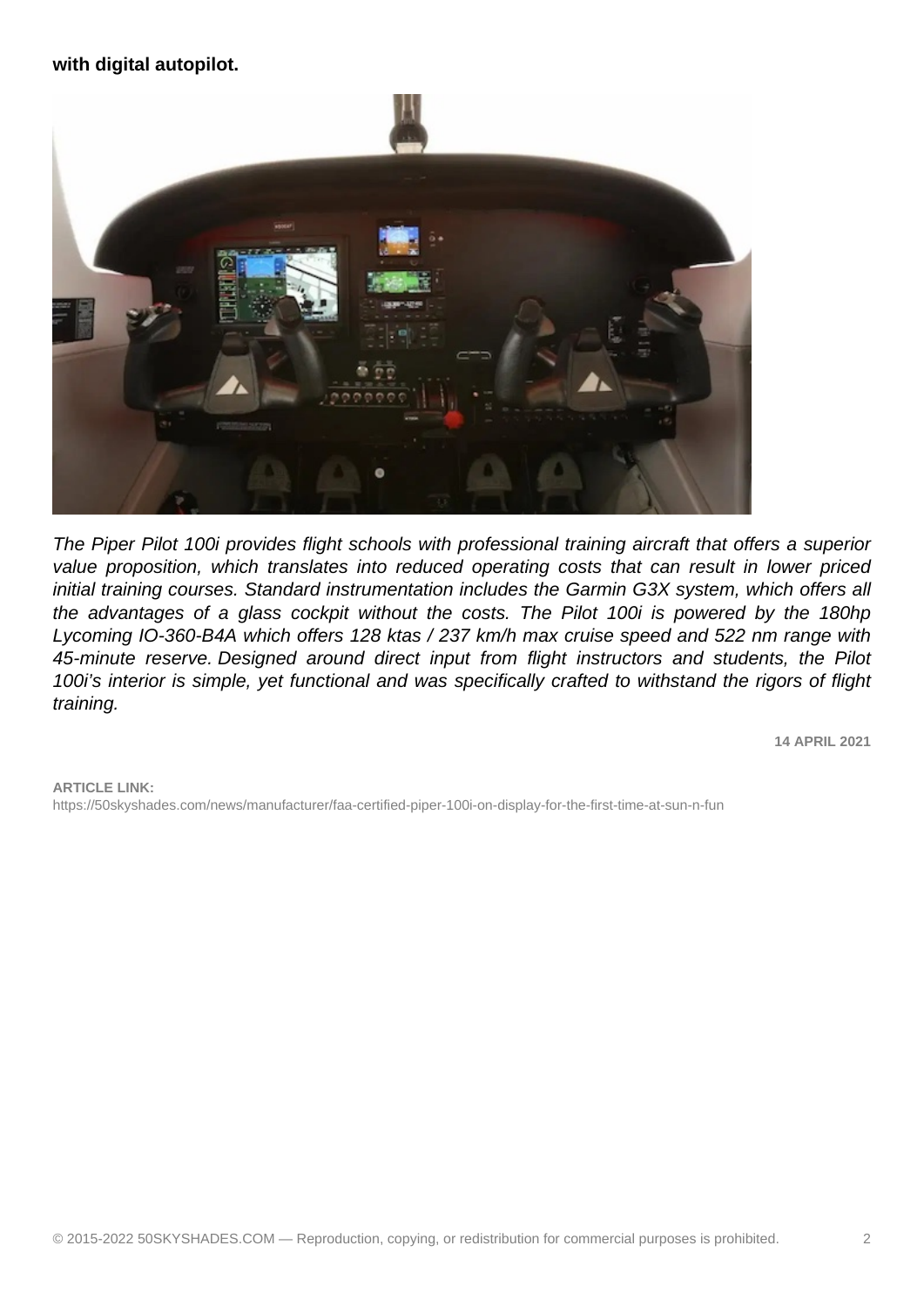**with digital autopilot.**

*The Piper Pilot 100i provides flight schools with professional training aircraft that offers a superior value proposition, which translates into reduced operating costs that can result in lower priced initial training courses. Standard instrumentation includes the Garmin G3X system, which offers all the advantages of a glass cockpit without the costs. The Pilot 100i is powered by the 180hp Lycoming IO-360-B4A which offers 128 ktas / 237 km/h max cruise speed and 522 nm range with 45-minute reserve. Designed around direct input from flight instructors and students, the Pilot 100i's interior is simple, yet functional and was specifically crafted to withstand the rigors of flight training.*

**14 APRIL 2021**

**ARTICLE LINK:**
https://50skyshades.com/news/manufacturer/faa-certified-piper-100i-on-display-for-the-first-time-at-sun-n-fun